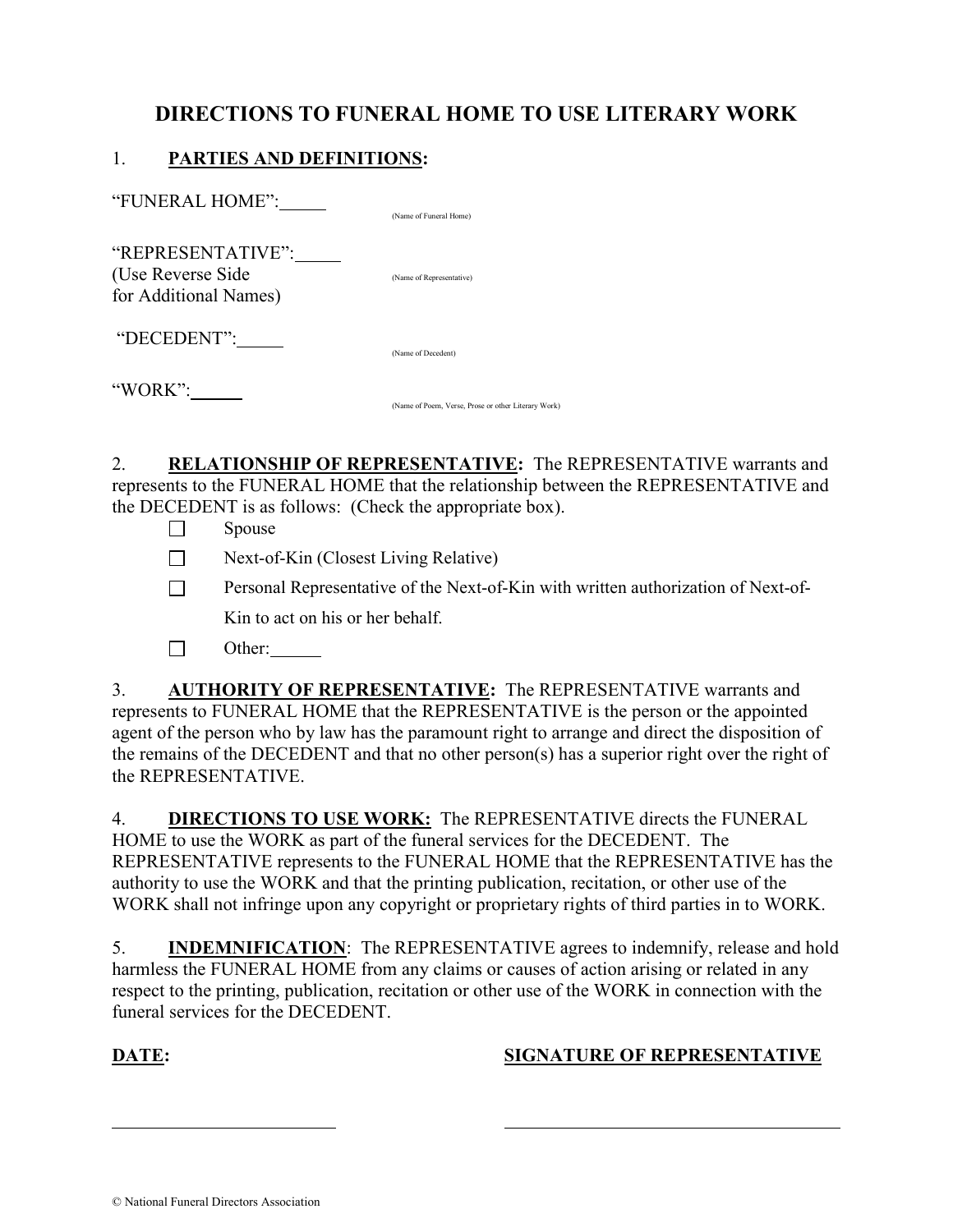# DIRECTIONS TO FUNERAL HOME TO USE LITERARY WORK

1. **PARTIES AND DEFINITIONS:**

"FUNERAL HOME":_____ (Name of Funeral Home)

"REPRESENTATIVE":_____ (Name of Representative)
(Use Reverse Side for Additional Names)

"DECEDENT":_____ (Name of Decedent)

"WORK":_____ (Name of Poem, Verse, Prose or other Literary Work)

2. **RELATIONSHIP OF REPRESENTATIVE:** The REPRESENTATIVE warrants and represents to the FUNERAL HOME that the relationship between the REPRESENTATIVE and the DECEDENT is as follows: (Check the appropriate box).

- ☐ Spouse
- ☐ Next-of-Kin (Closest Living Relative)
- ☐ Personal Representative of the Next-of-Kin with written authorization of Next-of-Kin to act on his or her behalf.
- ☐ Other:_____

3. **AUTHORITY OF REPRESENTATIVE:** The REPRESENTATIVE warrants and represents to FUNERAL HOME that the REPRESENTATIVE is the person or the appointed agent of the person who by law has the paramount right to arrange and direct the disposition of the remains of the DECEDENT and that no other person(s) has a superior right over the right of the REPRESENTATIVE.

4. **DIRECTIONS TO USE WORK:** The REPRESENTATIVE directs the FUNERAL HOME to use the WORK as part of the funeral services for the DECEDENT. The REPRESENTATIVE represents to the FUNERAL HOME that the REPRESENTATIVE has the authority to use the WORK and that the printing publication, recitation, or other use of the WORK shall not infringe upon any copyright or proprietary rights of third parties in to WORK.

5. **INDEMNIFICATION**: The REPRESENTATIVE agrees to indemnify, release and hold harmless the FUNERAL HOME from any claims or causes of action arising or related in any respect to the printing, publication, recitation or other use of the WORK in connection with the funeral services for the DECEDENT.

**DATE:** _________________________

**SIGNATURE OF REPRESENTATIVE** _________________________

© National Funeral Directors Association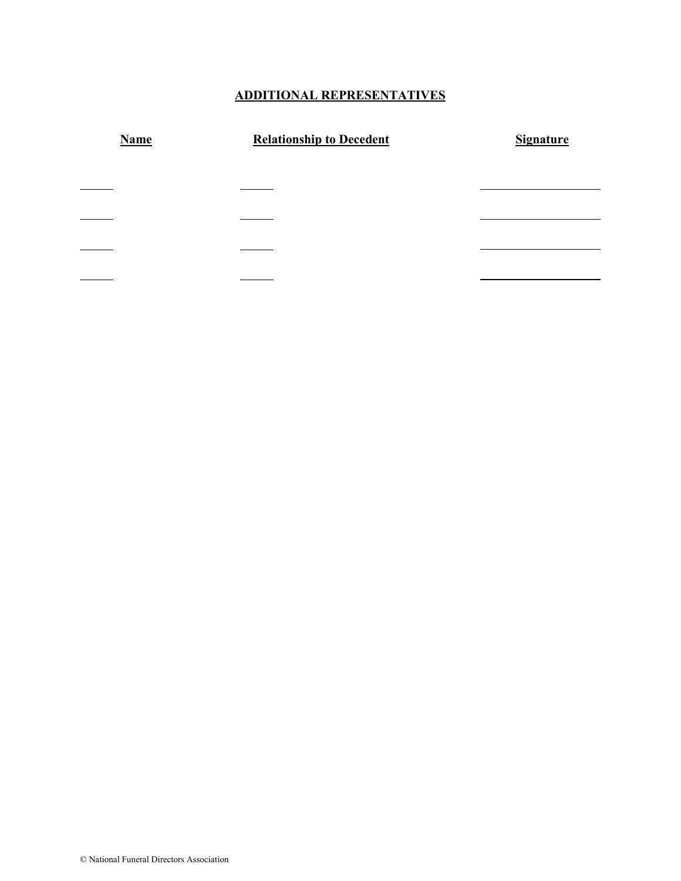## ADDITIONAL REPRESENTATIVES

| Name | Relationship to Decedent | Signature |
|---|---|---|
| ______ | ______ | ____________________ |
| ______ | ______ | ____________________ |
| ______ | ______ | ____________________ |
| ______ | ______ | ____________________ |

© National Funeral Directors Association